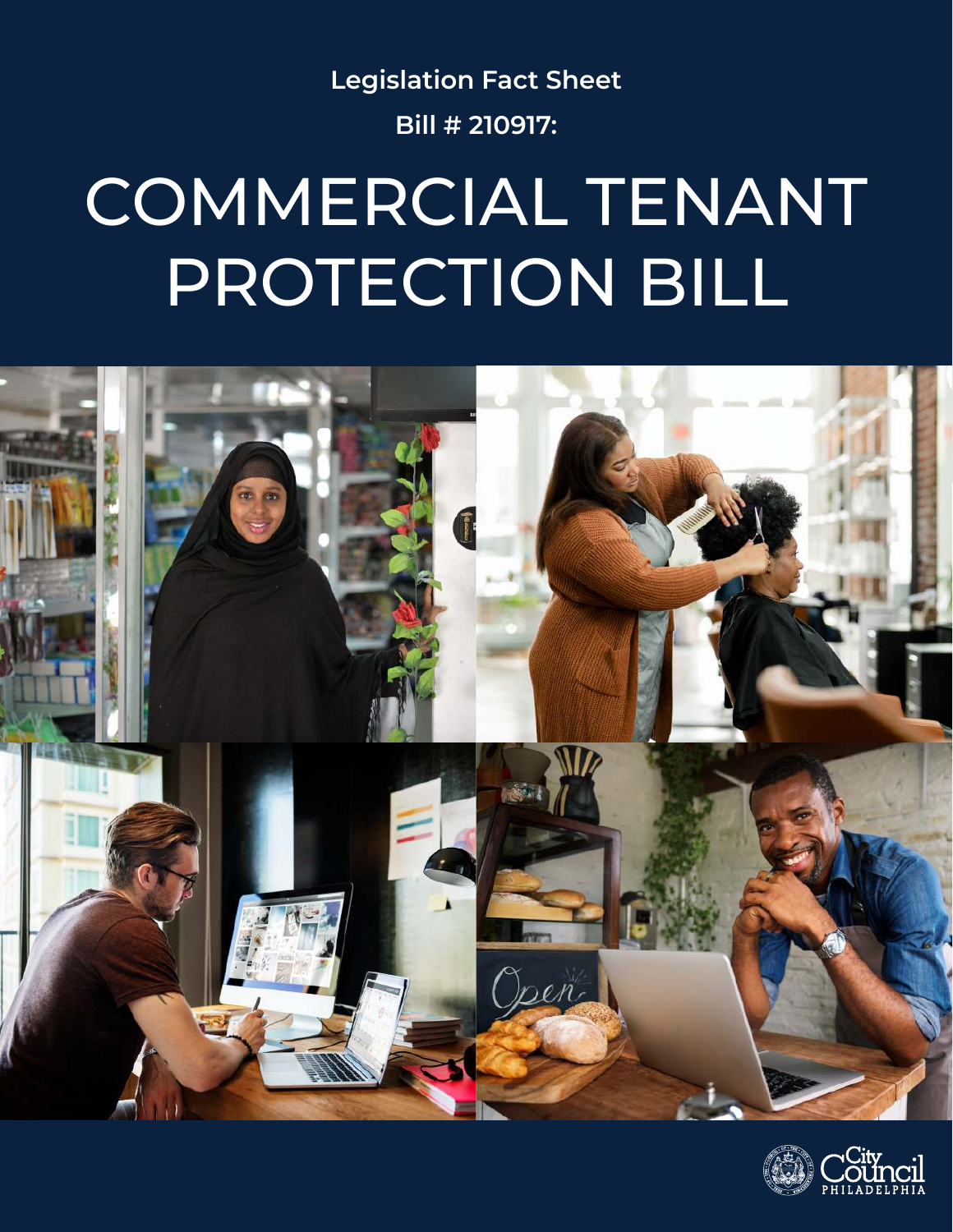**Legislation Fact Sheet**

**Bill # 210917:**

# COMMERCIAL TENANT PROTECTION BILL

City Council PHILADELPHIA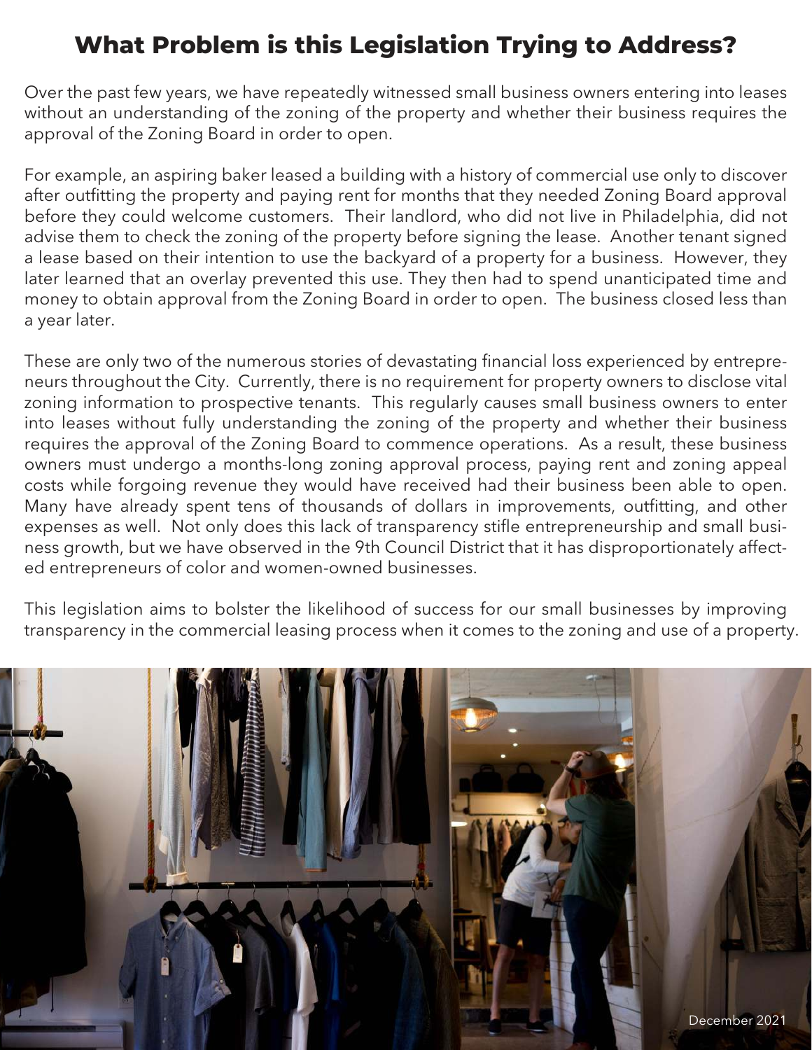# What Problem is this Legislation Trying to Address?

Over the past few years, we have repeatedly witnessed small business owners entering into leases without an understanding of the zoning of the property and whether their business requires the approval of the Zoning Board in order to open.

For example, an aspiring baker leased a building with a history of commercial use only to discover after outfitting the property and paying rent for months that they needed Zoning Board approval before they could welcome customers. Their landlord, who did not live in Philadelphia, did not advise them to check the zoning of the property before signing the lease. Another tenant signed a lease based on their intention to use the backyard of a property for a business. However, they later learned that an overlay prevented this use. They then had to spend unanticipated time and money to obtain approval from the Zoning Board in order to open. The business closed less than a year later.

These are only two of the numerous stories of devastating financial loss experienced by entrepreneurs throughout the City. Currently, there is no requirement for property owners to disclose vital zoning information to prospective tenants. This regularly causes small business owners to enter into leases without fully understanding the zoning of the property and whether their business requires the approval of the Zoning Board to commence operations. As a result, these business owners must undergo a months-long zoning approval process, paying rent and zoning appeal costs while forgoing revenue they would have received had their business been able to open. Many have already spent tens of thousands of dollars in improvements, outfitting, and other expenses as well. Not only does this lack of transparency stifle entrepreneurship and small business growth, but we have observed in the 9th Council District that it has disproportionately affected entrepreneurs of color and women-owned businesses.

This legislation aims to bolster the likelihood of success for our small businesses by improving transparency in the commercial leasing process when it comes to the zoning and use of a property.

December 2021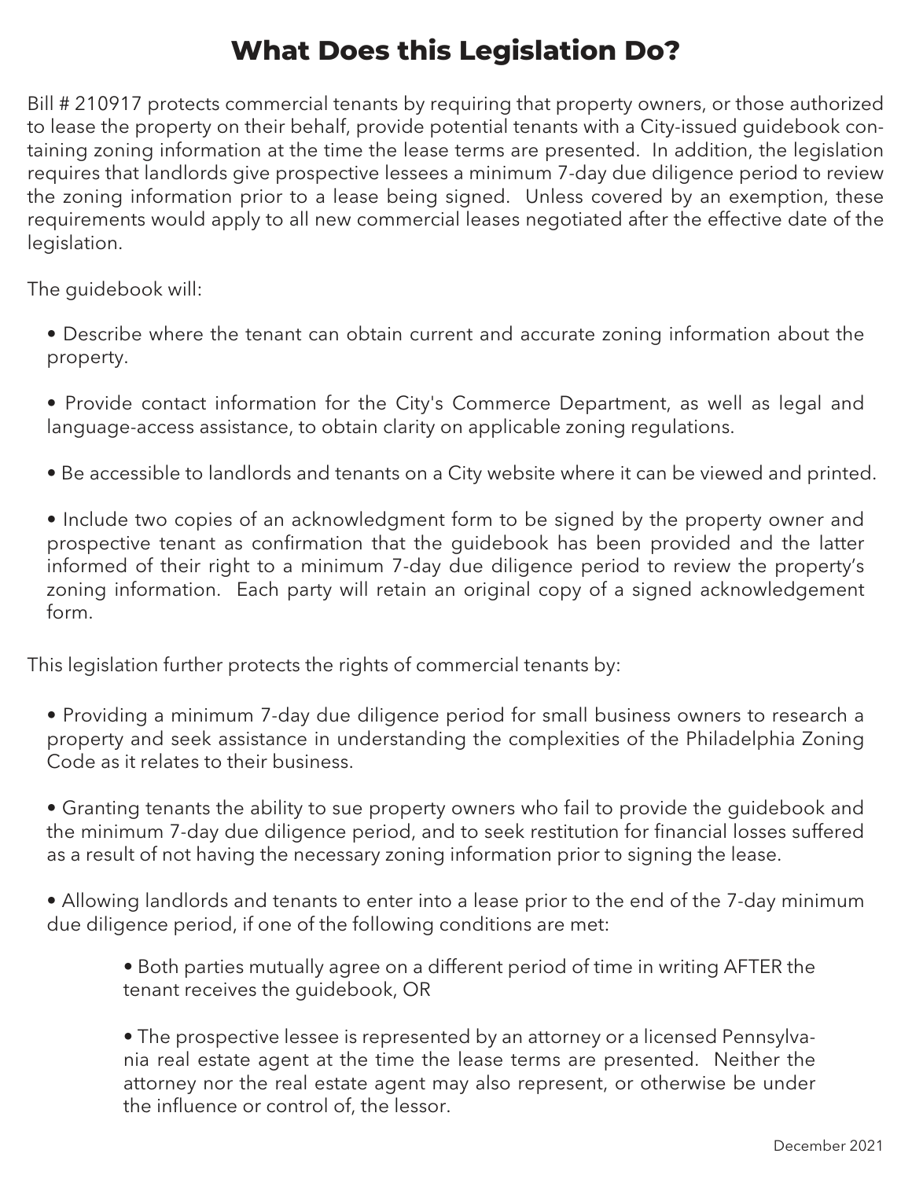# What Does this Legislation Do?

Bill # 210917 protects commercial tenants by requiring that property owners, or those authorized to lease the property on their behalf, provide potential tenants with a City-issued guidebook containing zoning information at the time the lease terms are presented. In addition, the legislation requires that landlords give prospective lessees a minimum 7-day due diligence period to review the zoning information prior to a lease being signed. Unless covered by an exemption, these requirements would apply to all new commercial leases negotiated after the effective date of the legislation.

The guidebook will:

- Describe where the tenant can obtain current and accurate zoning information about the property.
- Provide contact information for the City's Commerce Department, as well as legal and language-access assistance, to obtain clarity on applicable zoning regulations.
- Be accessible to landlords and tenants on a City website where it can be viewed and printed.
- Include two copies of an acknowledgment form to be signed by the property owner and prospective tenant as confirmation that the guidebook has been provided and the latter informed of their right to a minimum 7-day due diligence period to review the property's zoning information. Each party will retain an original copy of a signed acknowledgement form.

This legislation further protects the rights of commercial tenants by:

- Providing a minimum 7-day due diligence period for small business owners to research a property and seek assistance in understanding the complexities of the Philadelphia Zoning Code as it relates to their business.
- Granting tenants the ability to sue property owners who fail to provide the guidebook and the minimum 7-day due diligence period, and to seek restitution for financial losses suffered as a result of not having the necessary zoning information prior to signing the lease.
- Allowing landlords and tenants to enter into a lease prior to the end of the 7-day minimum due diligence period, if one of the following conditions are met:
    - Both parties mutually agree on a different period of time in writing AFTER the tenant receives the guidebook, OR
    - The prospective lessee is represented by an attorney or a licensed Pennsylvania real estate agent at the time the lease terms are presented. Neither the attorney nor the real estate agent may also represent, or otherwise be under the influence or control of, the lessor.

December 2021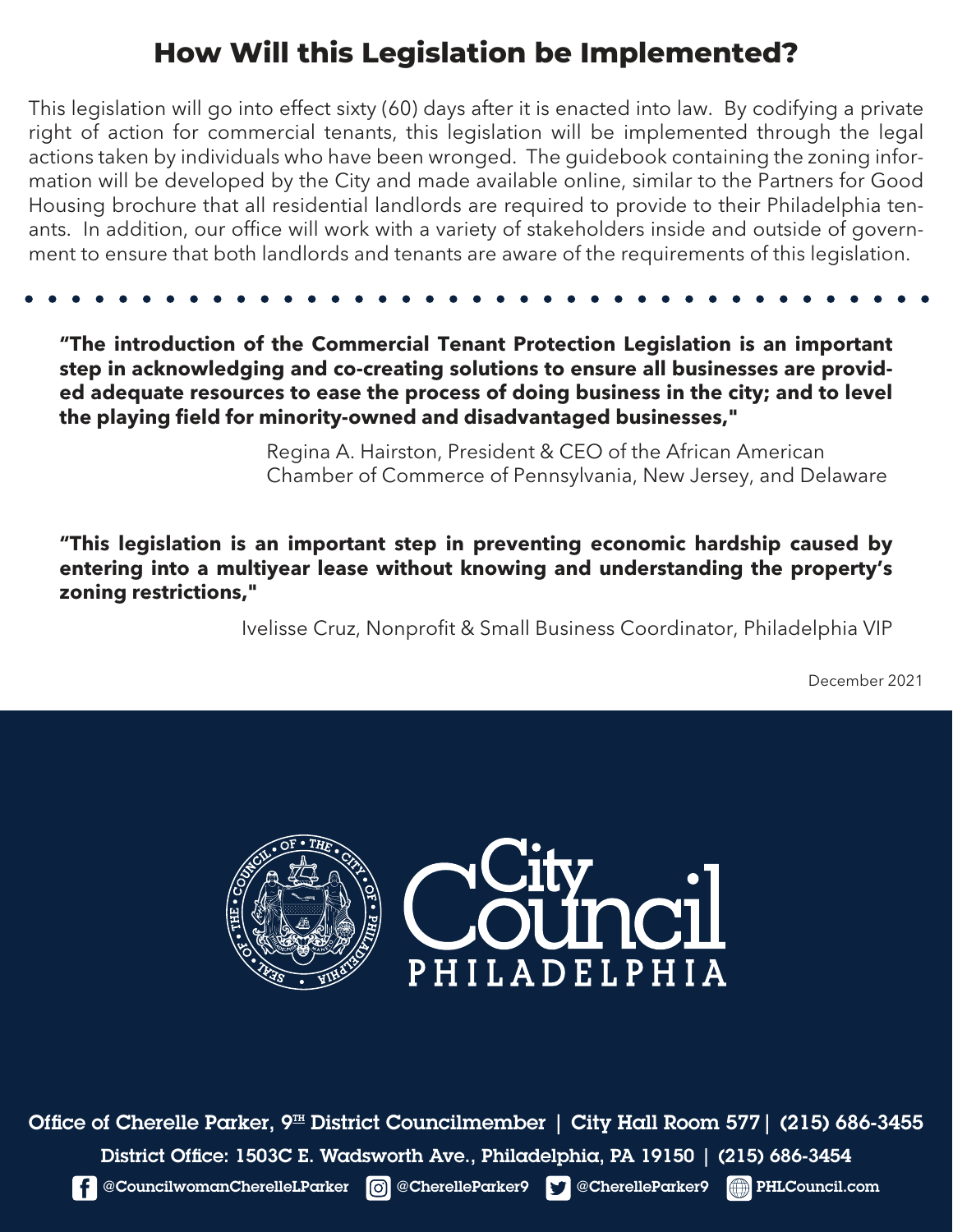# How Will this Legislation be Implemented?

This legislation will go into effect sixty (60) days after it is enacted into law. By codifying a private right of action for commercial tenants, this legislation will be implemented through the legal actions taken by individuals who have been wronged. The guidebook containing the zoning information will be developed by the City and made available online, similar to the Partners for Good Housing brochure that all residential landlords are required to provide to their Philadelphia tenants. In addition, our office will work with a variety of stakeholders inside and outside of government to ensure that both landlords and tenants are aware of the requirements of this legislation.

**"The introduction of the Commercial Tenant Protection Legislation is an important step in acknowledging and co-creating solutions to ensure all businesses are provided adequate resources to ease the process of doing business in the city; and to level the playing field for minority-owned and disadvantaged businesses,"**

Regina A. Hairston, President & CEO of the African American Chamber of Commerce of Pennsylvania, New Jersey, and Delaware

**"This legislation is an important step in preventing economic hardship caused by entering into a multiyear lease without knowing and understanding the property's zoning restrictions,"**

Ivelisse Cruz, Nonprofit & Small Business Coordinator, Philadelphia VIP

December 2021

City Council PHILADELPHIA

**Office of Cherelle Parker, 9TH District Councilmember | City Hall Room 577 | (215) 686-3455**

**District Office: 1503C E. Wadsworth Ave., Philadelphia, PA 19150 | (215) 686-3454**

@CouncilwomanCherelleLParker | @CherelleParker9 | @CherelleParker9 | PHLCouncil.com